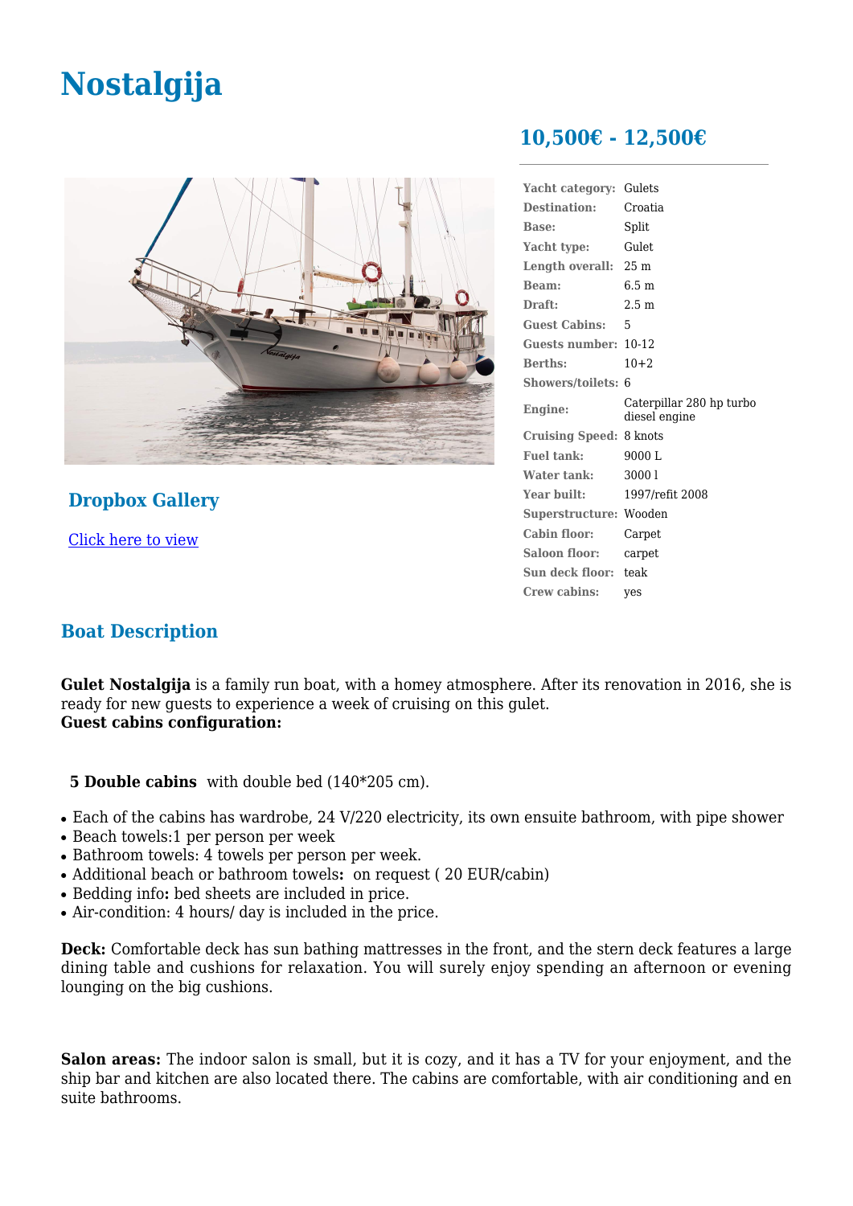# Nostalgija

## 10,500€ - 12,500€

| | |
|---|---|
| **Yacht category:** | Gulets |
| **Destination:** | Croatia |
| **Base:** | Split |
| **Yacht type:** | Gulet |
| **Length overall:** | 25 m |
| **Beam:** | 6.5 m |
| **Draft:** | 2.5 m |
| **Guest Cabins:** | 5 |
| **Guests number:** | 10-12 |
| **Berths:** | 10+2 |
| **Showers/toilets:** | 6 |
| **Engine:** | Caterpillar 280 hp turbo diesel engine |
| **Cruising Speed:** | 8 knots |
| **Fuel tank:** | 9000 L |
| **Water tank:** | 3000 l |
| **Year built:** | 1997/refit 2008 |
| **Superstructure:** | Wooden |
| **Cabin floor:** | Carpet |
| **Saloon floor:** | carpet |
| **Sun deck floor:** | teak |
| **Crew cabins:** | yes |

### Dropbox Gallery

Click here to view

## Boat Description

**Gulet Nostalgija** is a family run boat, with a homey atmosphere. After its renovation in 2016, she is ready for new guests to experience a week of cruising on this gulet.
**Guest cabins configuration:**

**5 Double cabins** with double bed (140*205 cm).

- Each of the cabins has wardrobe, 24 V/220 electricity, its own ensuite bathroom, with pipe shower
- Beach towels:1 per person per week
- Bathroom towels: 4 towels per person per week.
- Additional beach or bathroom towels**:** on request ( 20 EUR/cabin)
- Bedding info**:** bed sheets are included in price.
- Air-condition: 4 hours/ day is included in the price.

**Deck:** Comfortable deck has sun bathing mattresses in the front, and the stern deck features a large dining table and cushions for relaxation. You will surely enjoy spending an afternoon or evening lounging on the big cushions.

**Salon areas:** The indoor salon is small, but it is cozy, and it has a TV for your enjoyment, and the ship bar and kitchen are also located there. The cabins are comfortable, with air conditioning and en suite bathrooms.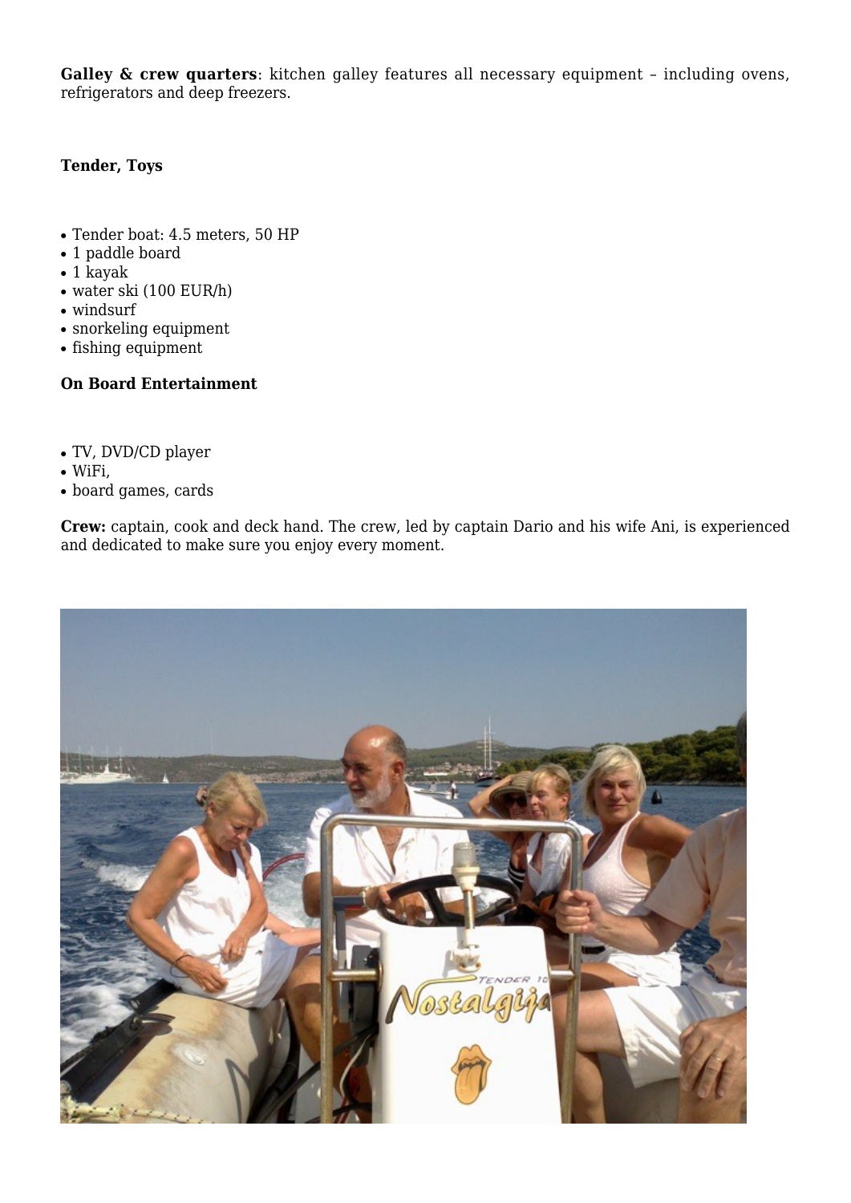**Galley & crew quarters**: kitchen galley features all necessary equipment – including ovens, refrigerators and deep freezers.

**Tender, Toys**

- Tender boat: 4.5 meters, 50 HP
- 1 paddle board
- 1 kayak
- water ski (100 EUR/h)
- windsurf
- snorkeling equipment
- fishing equipment

**On Board Entertainment**

- TV, DVD/CD player
- WiFi,
- board games, cards

**Crew:** captain, cook and deck hand. The crew, led by captain Dario and his wife Ani, is experienced and dedicated to make sure you enjoy every moment.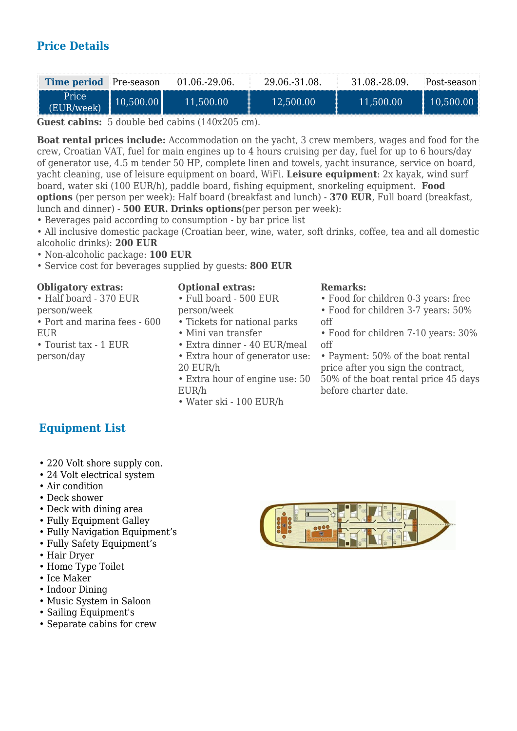## Price Details

| Time period | Pre-season | 01.06.-29.06. | 29.06.-31.08. | 31.08.-28.09. | Post-season |
|---|---|---|---|---|---|
| Price (EUR/week) | 10,500.00 | 11,500.00 | 12,500.00 | 11,500.00 | 10,500.00 |

**Guest cabins:** 5 double bed cabins (140x205 cm).

**Boat rental prices include:** Accommodation on the yacht, 3 crew members, wages and food for the crew, Croatian VAT, fuel for main engines up to 4 hours cruising per day, fuel for up to 6 hours/day of generator use, 4.5 m tender 50 HP, complete linen and towels, yacht insurance, service on board, yacht cleaning, use of leisure equipment on board, WiFi. **Leisure equipment**: 2x kayak, wind surf board, water ski (100 EUR/h), paddle board, fishing equipment, snorkeling equipment. **Food options** (per person per week): Half board (breakfast and lunch) - **370 EUR**, Full board (breakfast, lunch and dinner) - **500 EUR. Drinks options**(per person per week):

- Beverages paid according to consumption - by bar price list
- All inclusive domestic package (Croatian beer, wine, water, soft drinks, coffee, tea and all domestic alcoholic drinks): **200 EUR**
- Non-alcoholic package: **100 EUR**
- Service cost for beverages supplied by guests: **800 EUR**

**Obligatory extras:**
- Half board - 370 EUR person/week
- Port and marina fees - 600 EUR
- Tourist tax - 1 EUR person/day

**Optional extras:**
- Full board - 500 EUR person/week
- Tickets for national parks
- Mini van transfer
- Extra dinner - 40 EUR/meal
- Extra hour of generator use: 20 EUR/h
- Extra hour of engine use: 50 EUR/h
- Water ski - 100 EUR/h

**Remarks:**
- Food for children 0-3 years: free
- Food for children 3-7 years: 50% off
- Food for children 7-10 years: 30% off
- Payment: 50% of the boat rental price after you sign the contract, 50% of the boat rental price 45 days before charter date.

## Equipment List

- 220 Volt shore supply con.
- 24 Volt electrical system
- Air condition
- Deck shower
- Deck with dining area
- Fully Equipment Galley
- Fully Navigation Equipment's
- Fully Safety Equipment's
- Hair Dryer
- Home Type Toilet
- Ice Maker
- Indoor Dining
- Music System in Saloon
- Sailing Equipment's
- Separate cabins for crew